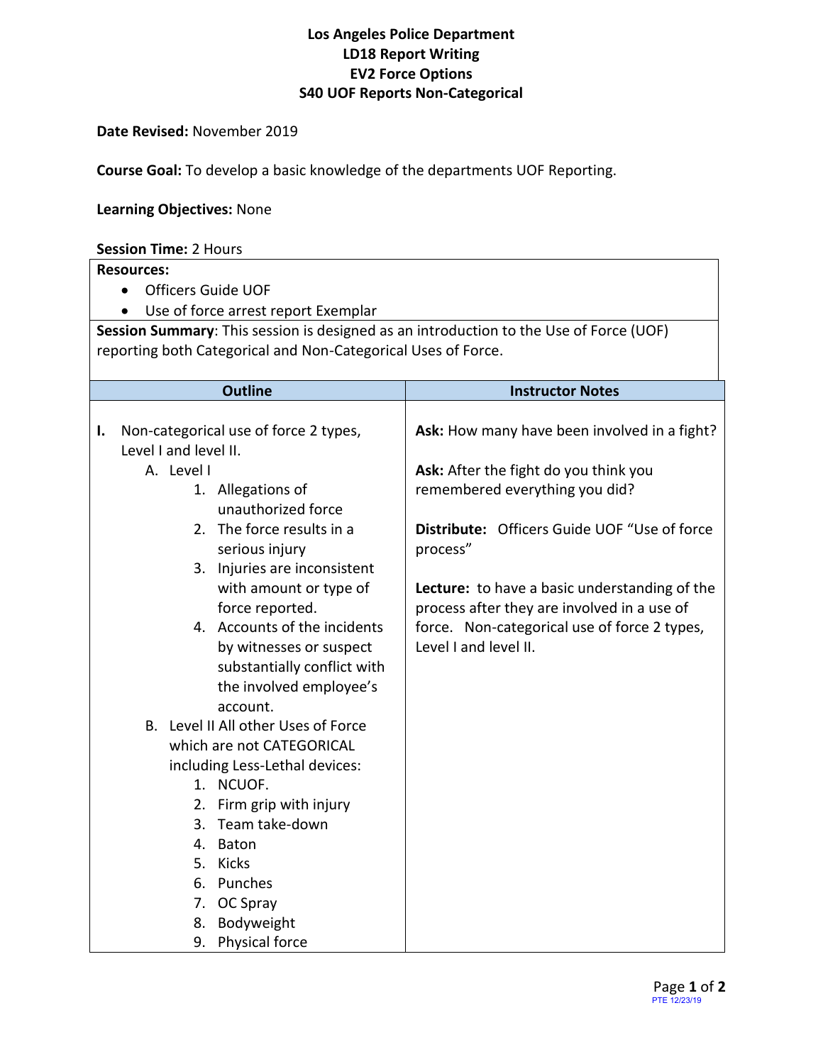# Los Angeles Police Department
## LD18 Report Writing
## EV2 Force Options
## S40 UOF Reports Non-Categorical

**Date Revised:** November 2019

**Course Goal:** To develop a basic knowledge of the departments UOF Reporting.

**Learning Objectives:** None

**Session Time:** 2 Hours

**Resources:**

- Officers Guide UOF
- Use of force arrest report Exemplar

**Session Summary**: This session is designed as an introduction to the Use of Force (UOF) reporting both Categorical and Non-Categorical Uses of Force.

| Outline | Instructor Notes |
|---|---|
| **I.** Non-categorical use of force 2 types, Level I and level II.<br>A. Level I<br>1. Allegations of unauthorized force<br>2. The force results in a serious injury<br>3. Injuries are inconsistent with amount or type of force reported.<br>4. Accounts of the incidents by witnesses or suspect substantially conflict with the involved employee's account.<br>B. Level II All other Uses of Force which are not CATEGORICAL including Less-Lethal devices:<br>1. NCUOF.<br>2. Firm grip with injury<br>3. Team take-down<br>4. Baton<br>5. Kicks<br>6. Punches<br>7. OC Spray<br>8. Bodyweight<br>9. Physical force | **Ask:** How many have been involved in a fight?<br><br>**Ask:** After the fight do you think you remembered everything you did?<br><br>**Distribute:** Officers Guide UOF "Use of force process"<br><br>**Lecture:** to have a basic understanding of the process after they are involved in a use of force. Non-categorical use of force 2 types, Level I and level II. |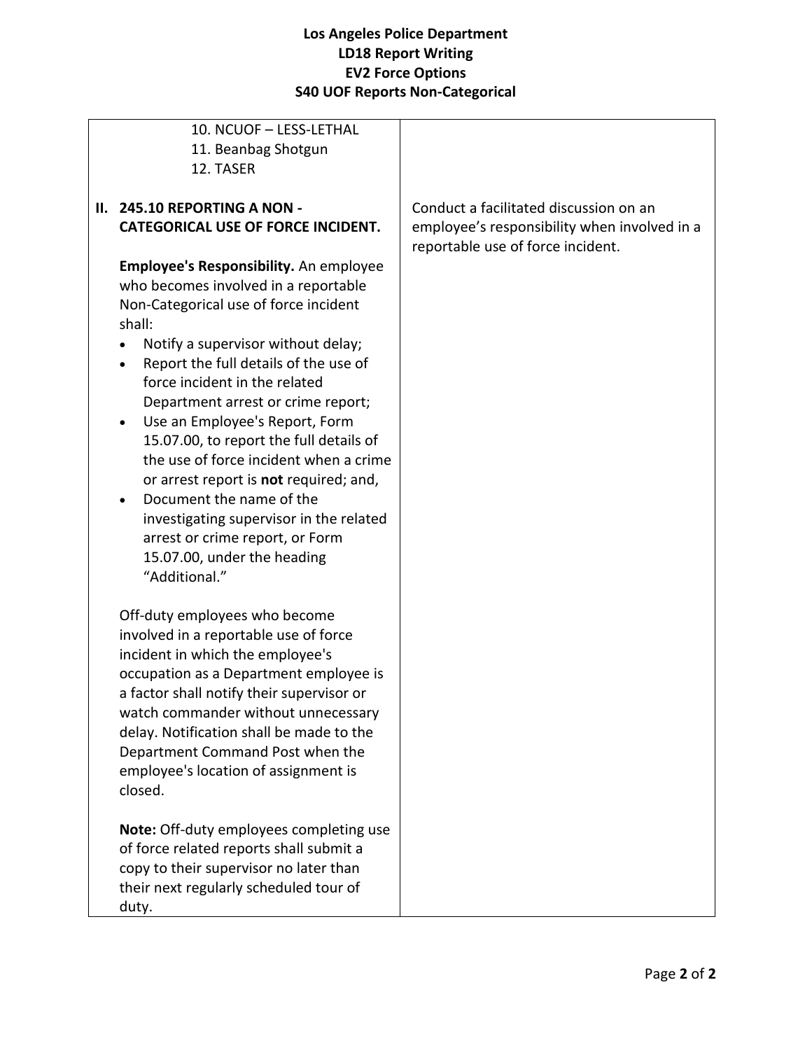| | |
|---|---|
| 10. NCUOF – LESS-LETHAL<br>11. Beanbag Shotgun<br>12. TASER | |
| **II. 245.10 REPORTING A NON - CATEGORICAL USE OF FORCE INCIDENT.**<br><br>**Employee's Responsibility.** An employee who becomes involved in a reportable Non-Categorical use of force incident shall:<br>• Notify a supervisor without delay;<br>• Report the full details of the use of force incident in the related Department arrest or crime report;<br>• Use an Employee's Report, Form 15.07.00, to report the full details of the use of force incident when a crime or arrest report is **not** required; and,<br>• Document the name of the investigating supervisor in the related arrest or crime report, or Form 15.07.00, under the heading "Additional."<br><br>Off-duty employees who become involved in a reportable use of force incident in which the employee's occupation as a Department employee is a factor shall notify their supervisor or watch commander without unnecessary delay. Notification shall be made to the Department Command Post when the employee's location of assignment is closed.<br><br>**Note:** Off-duty employees completing use of force related reports shall submit a copy to their supervisor no later than their next regularly scheduled tour of duty. | Conduct a facilitated discussion on an employee's responsibility when involved in a reportable use of force incident. |